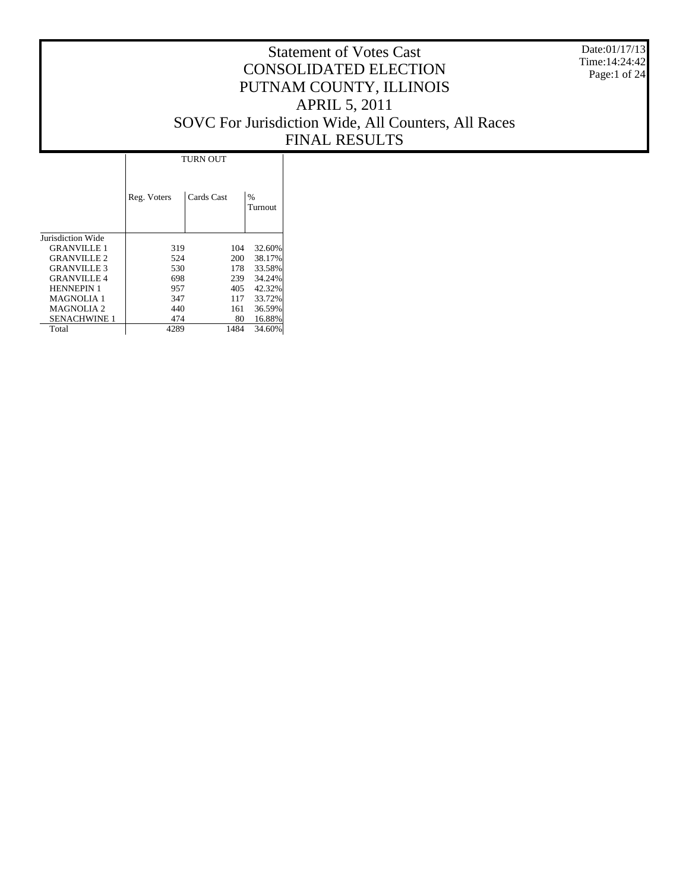# Statement of Votes Cast
# CONSOLIDATED ELECTION
# PUTNAM COUNTY, ILLINOIS
# APRIL 5, 2011
# SOVC For Jurisdiction Wide, All Counters, All Races
# FINAL RESULTS

Date:01/17/13
Time:14:24:42

| | TURN OUT | | |
|---|---|---|---|
| | Reg. Voters | Cards Cast | % Turnout |
| Jurisdiction Wide | | | |
| GRANVILLE 1 | 319 | 104 | 32.60% |
| GRANVILLE 2 | 524 | 200 | 38.17% |
| GRANVILLE 3 | 530 | 178 | 33.58% |
| GRANVILLE 4 | 698 | 239 | 34.24% |
| HENNEPIN 1 | 957 | 405 | 42.32% |
| MAGNOLIA 1 | 347 | 117 | 33.72% |
| MAGNOLIA 2 | 440 | 161 | 36.59% |
| SENACHWINE 1 | 474 | 80 | 16.88% |
| Total | 4289 | 1484 | 34.60% |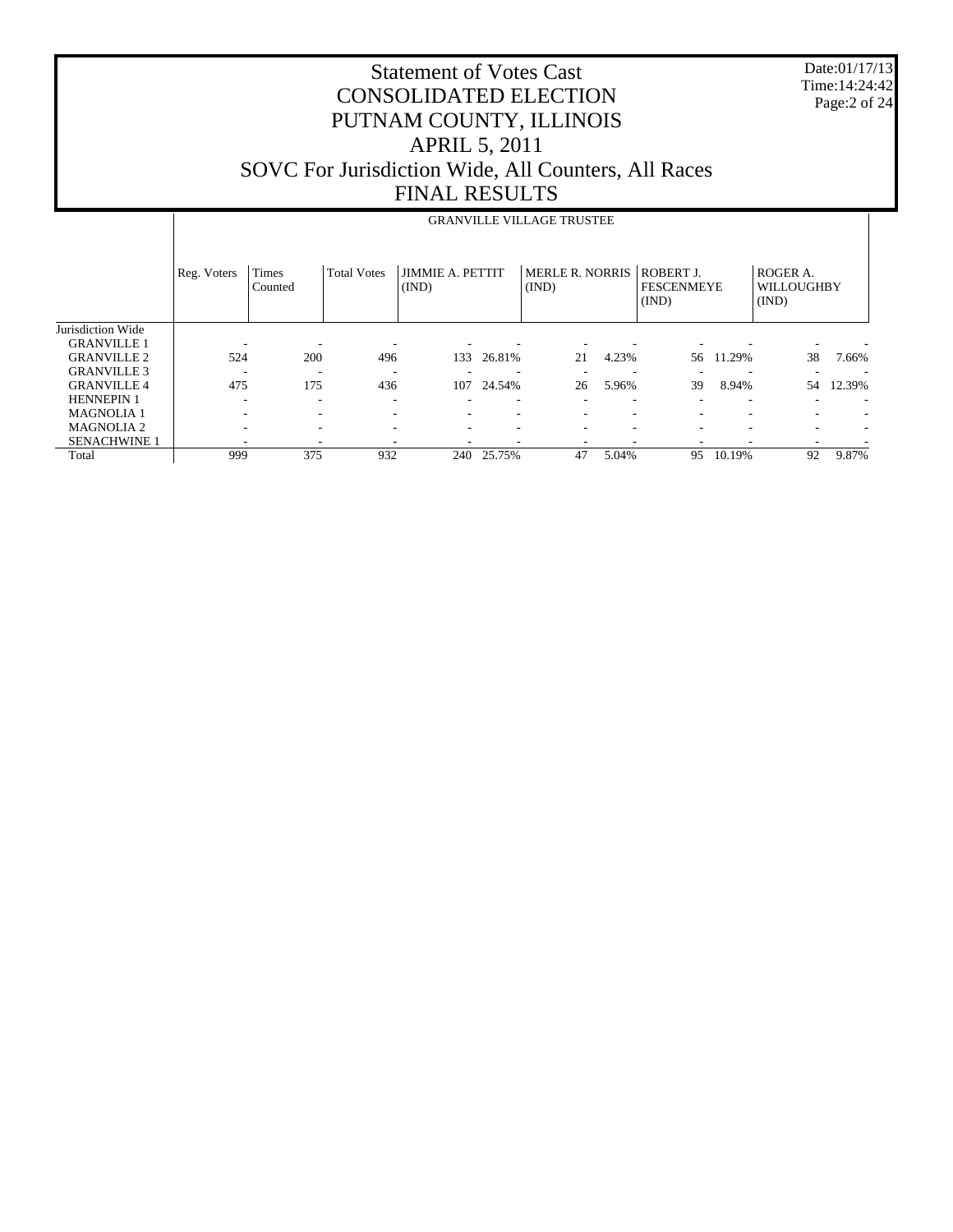# Statement of Votes Cast
# CONSOLIDATED ELECTION
# PUTNAM COUNTY, ILLINOIS
# APRIL 5, 2011
# SOVC For Jurisdiction Wide, All Counters, All Races
# FINAL RESULTS

Date:01/17/13
Time:14:24:42

## GRANVILLE VILLAGE TRUSTEE

| | Reg. Voters | Times Counted | Total Votes | JIMMIE A. PETTIT (IND) | | MERLE R. NORRIS (IND) | | ROBERT J. FESCENMEYE (IND) | | ROGER A. WILLOUGHBY (IND) | |
|---|---|---|---|---|---|---|---|---|---|---|---|
| Jurisdiction Wide | | | | | | | | | | | |
| GRANVILLE 1 | - | - | - | - | - | - | - | - | - | - | - |
| GRANVILLE 2 | 524 | 200 | 496 | 133 | 26.81% | 21 | 4.23% | 56 | 11.29% | 38 | 7.66% |
| GRANVILLE 3 | - | - | - | - | - | - | - | - | - | - | - |
| GRANVILLE 4 | 475 | 175 | 436 | 107 | 24.54% | 26 | 5.96% | 39 | 8.94% | 54 | 12.39% |
| HENNEPIN 1 | - | - | - | - | - | - | - | - | - | - | - |
| MAGNOLIA 1 | - | - | - | - | - | - | - | - | - | - | - |
| MAGNOLIA 2 | - | - | - | - | - | - | - | - | - | - | - |
| SENACHWINE 1 | - | - | - | - | - | - | - | - | - | - | - |
| Total | 999 | 375 | 932 | 240 | 25.75% | 47 | 5.04% | 95 | 10.19% | 92 | 9.87% |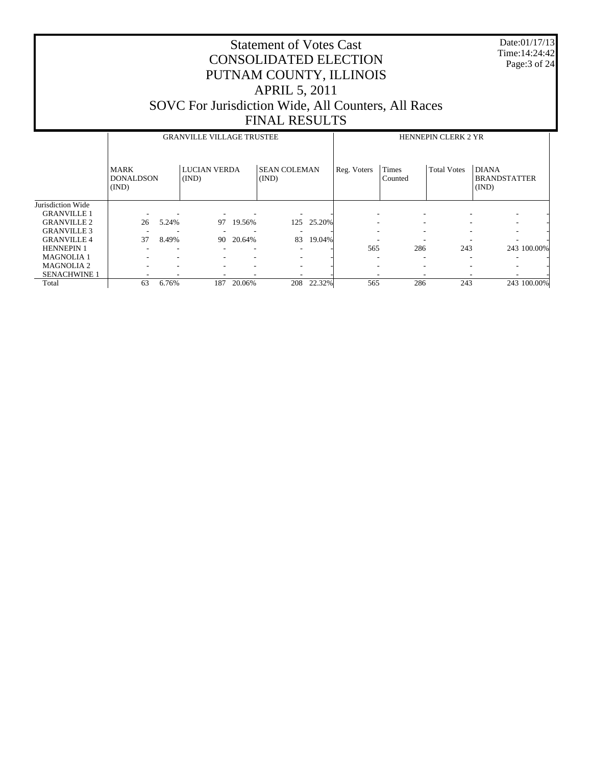# Statement of Votes Cast
# CONSOLIDATED ELECTION
# PUTNAM COUNTY, ILLINOIS
# APRIL 5, 2011
# SOVC For Jurisdiction Wide, All Counters, All Races
# FINAL RESULTS

Date:01/17/13
Time:14:24:42

| | GRANVILLE VILLAGE TRUSTEE | | | | | | HENNEPIN CLERK 2 YR | | | | |
|---|---|---|---|---|---|---|---|---|---|---|---|
| | MARK DONALDSON (IND) | | LUCIAN VERDA (IND) | | SEAN COLEMAN (IND) | | Reg. Voters | Times Counted | Total Votes | DIANA BRANDSTATTER (IND) | |
| Jurisdiction Wide | | | | | | | | | | | |
| GRANVILLE 1 | - | - | - | - | - | - | - | - | - | - | - |
| GRANVILLE 2 | 26 | 5.24% | 97 | 19.56% | 125 | 25.20% | - | - | - | - | - |
| GRANVILLE 3 | - | - | - | - | - | - | - | - | - | - | - |
| GRANVILLE 4 | 37 | 8.49% | 90 | 20.64% | 83 | 19.04% | - | - | - | - | - |
| HENNEPIN 1 | - | - | - | - | - | - | 565 | 286 | 243 | 243 | 100.00% |
| MAGNOLIA 1 | - | - | - | - | - | - | - | - | - | - | - |
| MAGNOLIA 2 | - | - | - | - | - | - | - | - | - | - | - |
| SENACHWINE 1 | - | - | - | - | - | - | - | - | - | - | - |
| Total | 63 | 6.76% | 187 | 20.06% | 208 | 22.32% | 565 | 286 | 243 | 243 | 100.00% |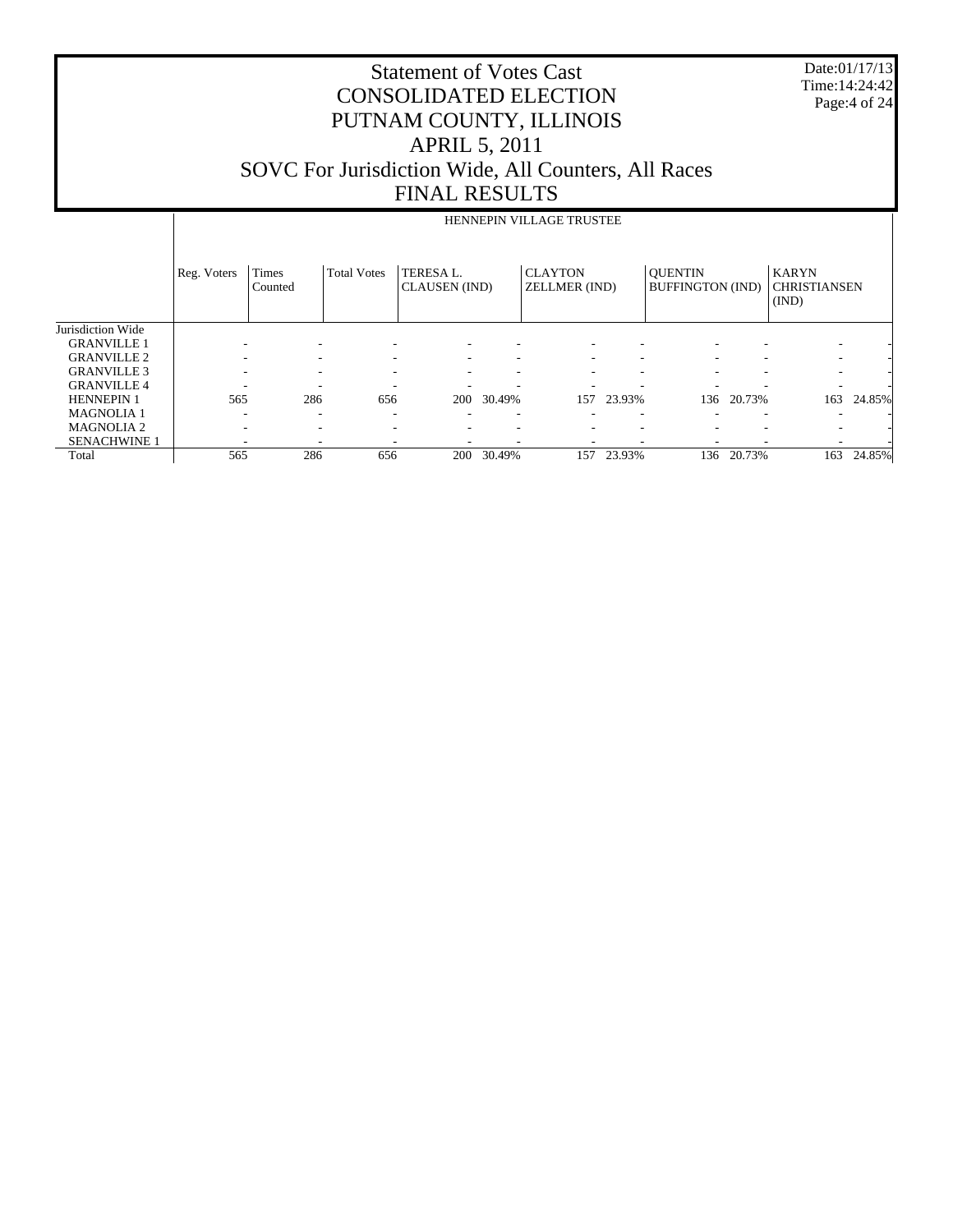# Statement of Votes Cast
# CONSOLIDATED ELECTION
# PUTNAM COUNTY, ILLINOIS
# APRIL 5, 2011
# SOVC For Jurisdiction Wide, All Counters, All Races
# FINAL RESULTS

Date:01/17/13
Time:14:24:42

| | HENNEPIN VILLAGE TRUSTEE | | | | | | | | | | |
|---|---|---|---|---|---|---|---|---|---|---|---|
| | Reg. Voters | Times Counted | Total Votes | TERESA L. CLAUSEN (IND) | | CLAYTON ZELLMER (IND) | | QUENTIN BUFFINGTON (IND) | | KARYN CHRISTIANSEN (IND) | |
| Jurisdiction Wide | | | | | | | | | | | |
| GRANVILLE 1 | - | - | - | - | - | - | - | - | - | - | - |
| GRANVILLE 2 | - | - | - | - | - | - | - | - | - | - | - |
| GRANVILLE 3 | - | - | - | - | - | - | - | - | - | - | - |
| GRANVILLE 4 | - | - | - | - | - | - | - | - | - | - | - |
| HENNEPIN 1 | 565 | 286 | 656 | 200 | 30.49% | 157 | 23.93% | 136 | 20.73% | 163 | 24.85% |
| MAGNOLIA 1 | - | - | - | - | - | - | - | - | - | - | - |
| MAGNOLIA 2 | - | - | - | - | - | - | - | - | - | - | - |
| SENACHWINE 1 | - | - | - | - | - | - | - | - | - | - | - |
| Total | 565 | 286 | 656 | 200 | 30.49% | 157 | 23.93% | 136 | 20.73% | 163 | 24.85% |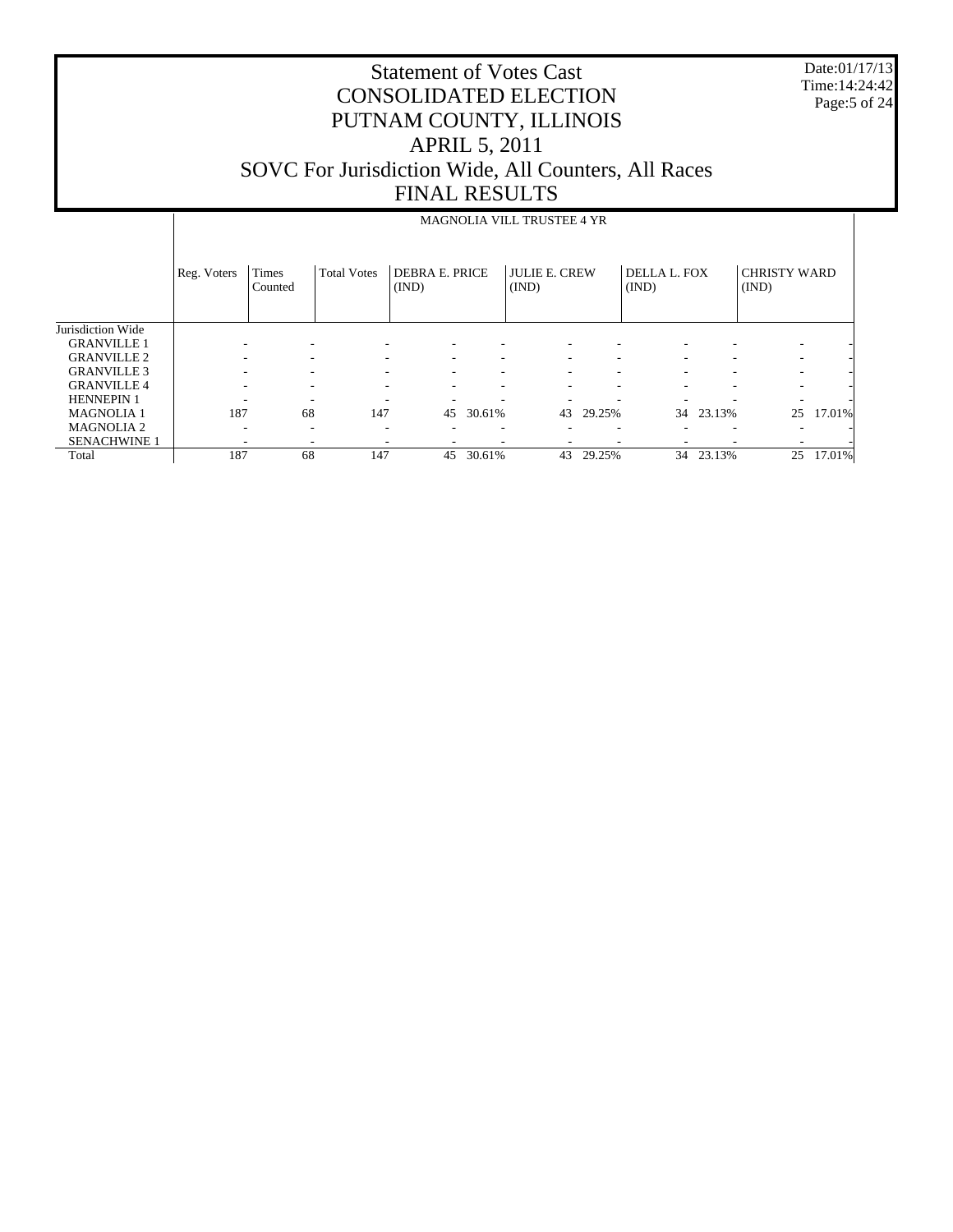# Statement of Votes Cast
# CONSOLIDATED ELECTION
# PUTNAM COUNTY, ILLINOIS
# APRIL 5, 2011
# SOVC For Jurisdiction Wide, All Counters, All Races
# FINAL RESULTS

Date:01/17/13
Time:14:24:42

| | MAGNOLIA VILL TRUSTEE 4 YR | | | | | | | | | | |
|---|---|---|---|---|---|---|---|---|---|---|---|
| | Reg. Voters | Times Counted | Total Votes | DEBRA E. PRICE (IND) | | JULIE E. CREW (IND) | | DELLA L. FOX (IND) | | CHRISTY WARD (IND) | |
| Jurisdiction Wide | | | | | | | | | | | |
| GRANVILLE 1 | - | - | - | - | - | - | - | - | - | - | - |
| GRANVILLE 2 | - | - | - | - | - | - | - | - | - | - | - |
| GRANVILLE 3 | - | - | - | - | - | - | - | - | - | - | - |
| GRANVILLE 4 | - | - | - | - | - | - | - | - | - | - | - |
| HENNEPIN 1 | - | - | - | - | - | - | - | - | - | - | - |
| MAGNOLIA 1 | 187 | 68 | 147 | 45 | 30.61% | 43 | 29.25% | 34 | 23.13% | 25 | 17.01% |
| MAGNOLIA 2 | - | - | - | - | - | - | - | - | - | - | - |
| SENACHWINE 1 | - | - | - | - | - | - | - | - | - | - | - |
| Total | 187 | 68 | 147 | 45 | 30.61% | 43 | 29.25% | 34 | 23.13% | 25 | 17.01% |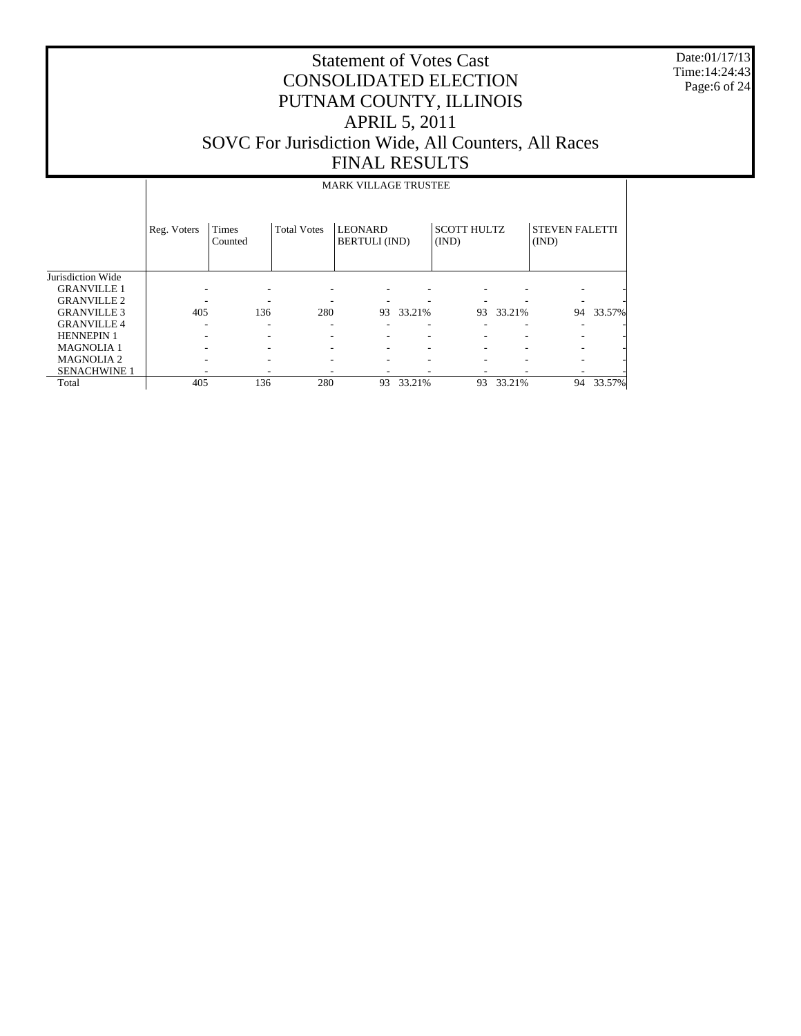# Statement of Votes Cast
# CONSOLIDATED ELECTION
# PUTNAM COUNTY, ILLINOIS
# APRIL 5, 2011
# SOVC For Jurisdiction Wide, All Counters, All Races
# FINAL RESULTS

Date:01/17/13
Time:14:24:43

| | MARK VILLAGE TRUSTEE | | | | | | | | |
|---|---|---|---|---|---|---|---|---|---|
| | Reg. Voters | Times Counted | Total Votes | LEONARD BERTULI (IND) | | SCOTT HULTZ (IND) | | STEVEN FALETTI (IND) | |
| Jurisdiction Wide | | | | | | | | | |
| GRANVILLE 1 | - | - | - | - | - | - | - | - | - |
| GRANVILLE 2 | - | - | - | - | - | - | - | - | - |
| GRANVILLE 3 | 405 | 136 | 280 | 93 | 33.21% | 93 | 33.21% | 94 | 33.57% |
| GRANVILLE 4 | - | - | - | - | - | - | - | - | - |
| HENNEPIN 1 | - | - | - | - | - | - | - | - | - |
| MAGNOLIA 1 | - | - | - | - | - | - | - | - | - |
| MAGNOLIA 2 | - | - | - | - | - | - | - | - | - |
| SENACHWINE 1 | - | - | - | - | - | - | - | - | - |
| Total | 405 | 136 | 280 | 93 | 33.21% | 93 | 33.21% | 94 | 33.57% |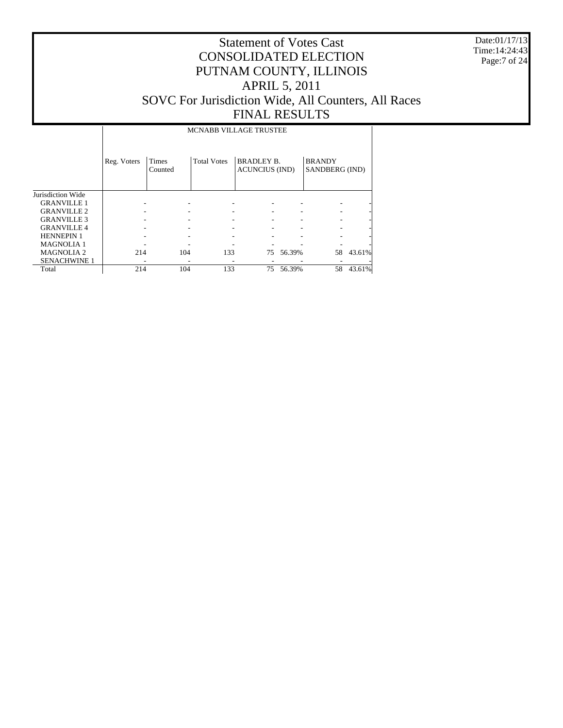# Statement of Votes Cast
# CONSOLIDATED ELECTION
# PUTNAM COUNTY, ILLINOIS
# APRIL 5, 2011
# SOVC For Jurisdiction Wide, All Counters, All Races
# FINAL RESULTS

Date:01/17/13
Time:14:24:43

| | MCNABB VILLAGE TRUSTEE | | | | | | |
|---|---|---|---|---|---|---|---|
| | Reg. Voters | Times Counted | Total Votes | BRADLEY B. ACUNCIUS (IND) | | BRANDY SANDBERG (IND) | |
| Jurisdiction Wide | | | | | | | |
| GRANVILLE 1 | - | - | - | - | - | - | - |
| GRANVILLE 2 | - | - | - | - | - | - | - |
| GRANVILLE 3 | - | - | - | - | - | - | - |
| GRANVILLE 4 | - | - | - | - | - | - | - |
| HENNEPIN 1 | - | - | - | - | - | - | - |
| MAGNOLIA 1 | - | - | - | - | - | - | - |
| MAGNOLIA 2 | 214 | 104 | 133 | 75 | 56.39% | 58 | 43.61% |
| SENACHWINE 1 | - | - | - | - | - | - | - |
| Total | 214 | 104 | 133 | 75 | 56.39% | 58 | 43.61% |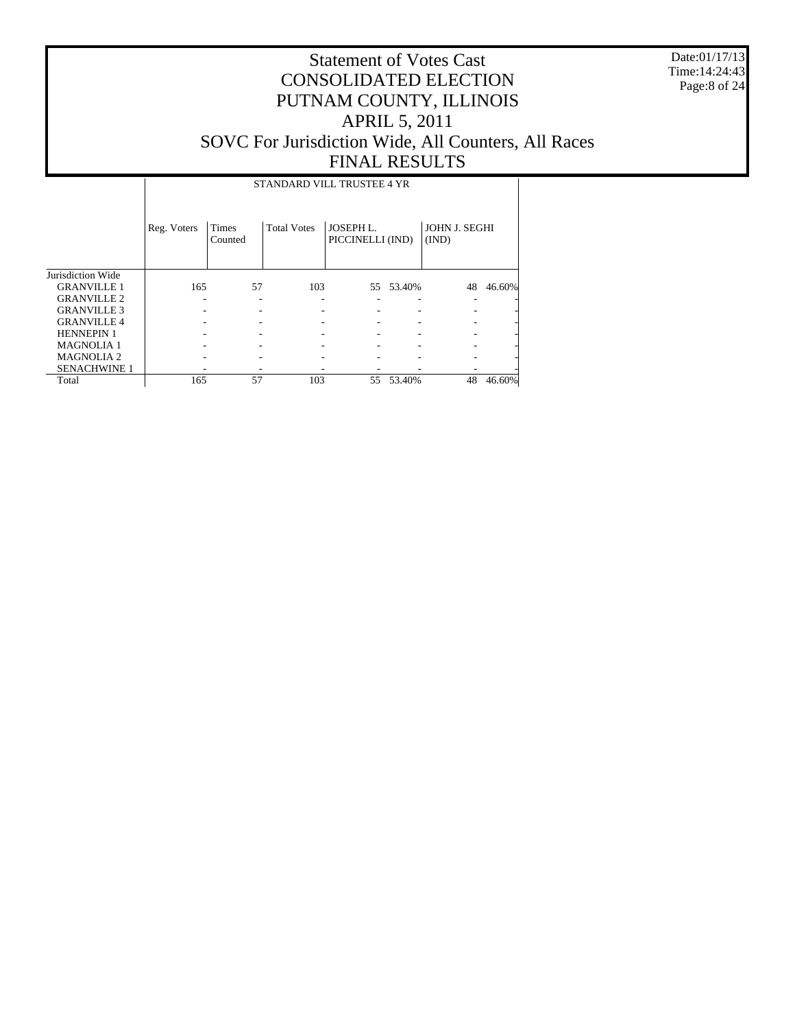# Statement of Votes Cast
# CONSOLIDATED ELECTION
# PUTNAM COUNTY, ILLINOIS
# APRIL 5, 2011
# SOVC For Jurisdiction Wide, All Counters, All Races
# FINAL RESULTS

Date:01/17/13
Time:14:24:43

| | STANDARD VILL TRUSTEE 4 YR | | | | | | |
|---|---|---|---|---|---|---|---|
| | Reg. Voters | Times Counted | Total Votes | JOSEPH L. PICCINELLI (IND) | | JOHN J. SEGHI (IND) | |
| Jurisdiction Wide | | | | | | | |
| GRANVILLE 1 | 165 | 57 | 103 | 55 | 53.40% | 48 | 46.60% |
| GRANVILLE 2 | - | - | - | - | - | - | - |
| GRANVILLE 3 | - | - | - | - | - | - | - |
| GRANVILLE 4 | - | - | - | - | - | - | - |
| HENNEPIN 1 | - | - | - | - | - | - | - |
| MAGNOLIA 1 | - | - | - | - | - | - | - |
| MAGNOLIA 2 | - | - | - | - | - | - | - |
| SENACHWINE 1 | - | - | - | - | - | - | - |
| Total | 165 | 57 | 103 | 55 | 53.40% | 48 | 46.60% |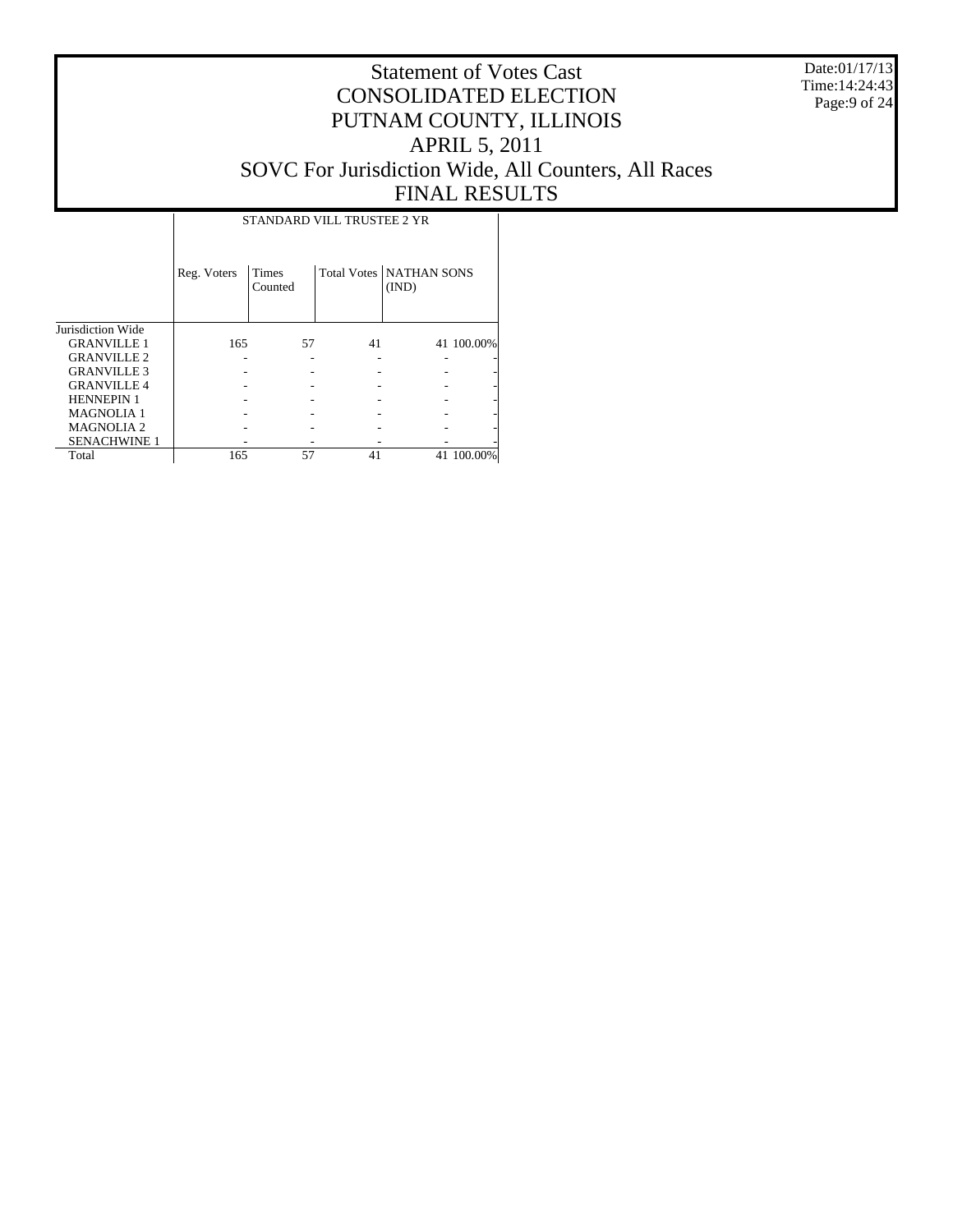# Statement of Votes Cast
# CONSOLIDATED ELECTION
# PUTNAM COUNTY, ILLINOIS
# APRIL 5, 2011
# SOVC For Jurisdiction Wide, All Counters, All Races
# FINAL RESULTS

Date:01/17/13
Time:14:24:43

| | STANDARD VILL TRUSTEE 2 YR | | | | |
|---|---|---|---|---|---|
| | Reg. Voters | Times Counted | Total Votes | NATHAN SONS (IND) | |
| Jurisdiction Wide | | | | | |
| GRANVILLE 1 | 165 | 57 | 41 | 41 | 100.00% |
| GRANVILLE 2 | - | - | - | - | - |
| GRANVILLE 3 | - | - | - | - | - |
| GRANVILLE 4 | - | - | - | - | - |
| HENNEPIN 1 | - | - | - | - | - |
| MAGNOLIA 1 | - | - | - | - | - |
| MAGNOLIA 2 | - | - | - | - | - |
| SENACHWINE 1 | - | - | - | - | - |
| Total | 165 | 57 | 41 | 41 | 100.00% |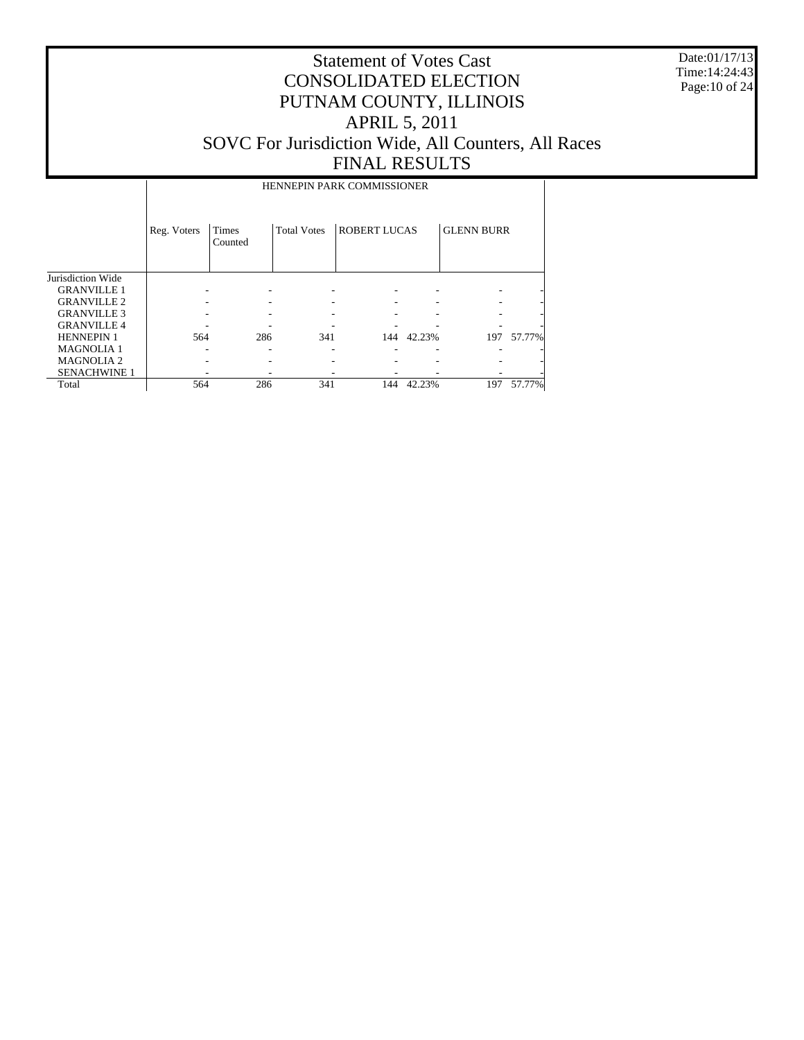# Statement of Votes Cast
# CONSOLIDATED ELECTION
# PUTNAM COUNTY, ILLINOIS
# APRIL 5, 2011
# SOVC For Jurisdiction Wide, All Counters, All Races
# FINAL RESULTS

Date:01/17/13
Time:14:24:43

| | HENNEPIN PARK COMMISSIONER | | | | | | |
|---|---|---|---|---|---|---|---|
| | Reg. Voters | Times Counted | Total Votes | ROBERT LUCAS | | GLENN BURR | |
| Jurisdiction Wide | | | | | | | |
| GRANVILLE 1 | - | - | - | - | - | - | - |
| GRANVILLE 2 | - | - | - | - | - | - | - |
| GRANVILLE 3 | - | - | - | - | - | - | - |
| GRANVILLE 4 | - | - | - | - | - | - | - |
| HENNEPIN 1 | 564 | 286 | 341 | 144 | 42.23% | 197 | 57.77% |
| MAGNOLIA 1 | - | - | - | - | - | - | - |
| MAGNOLIA 2 | - | - | - | - | - | - | - |
| SENACHWINE 1 | - | - | - | - | - | - | - |
| Total | 564 | 286 | 341 | 144 | 42.23% | 197 | 57.77% |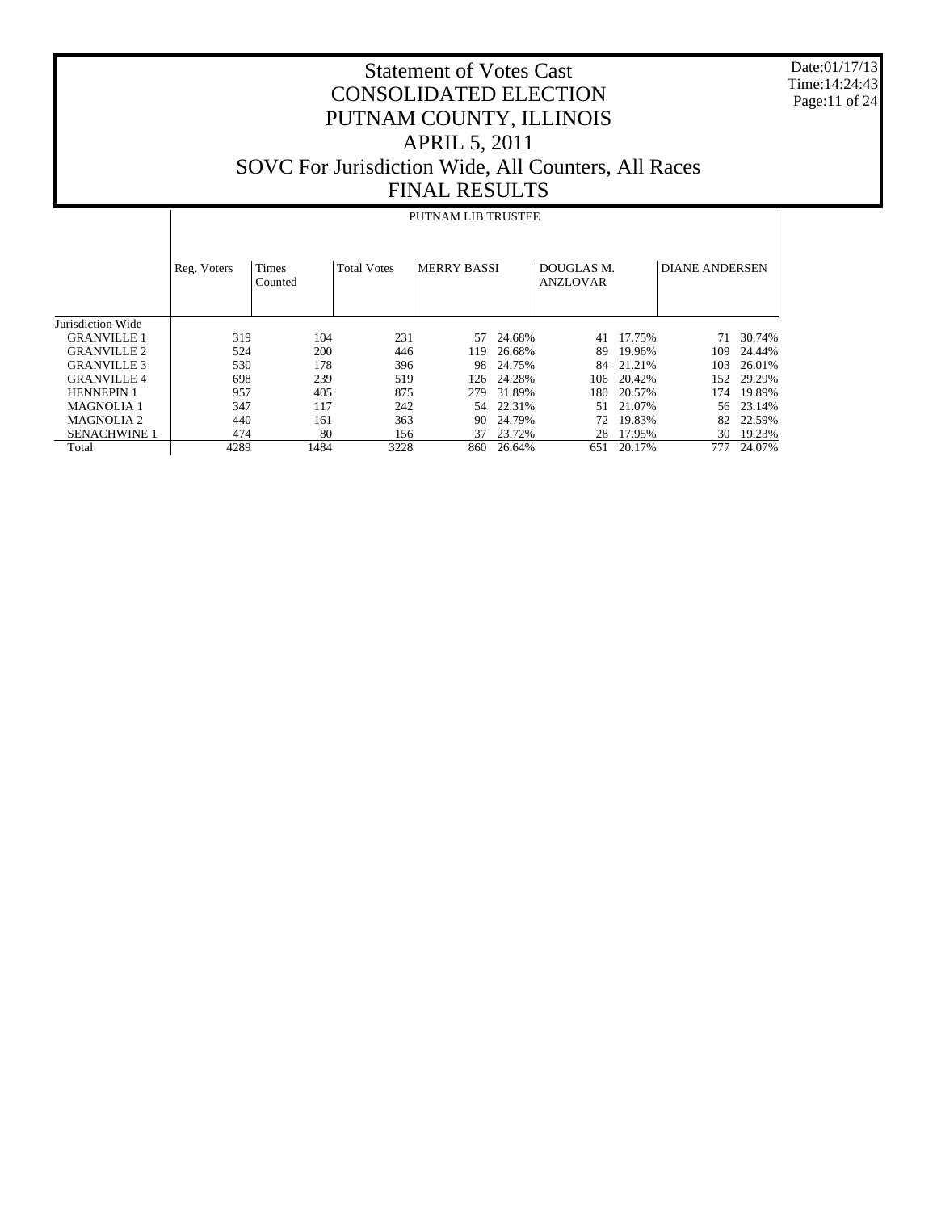# Statement of Votes Cast
# CONSOLIDATED ELECTION
# PUTNAM COUNTY, ILLINOIS
# APRIL 5, 2011
# SOVC For Jurisdiction Wide, All Counters, All Races
# FINAL RESULTS

Date:01/17/13
Time:14:24:43

| | PUTNAM LIB TRUSTEE | | | | | | | | |
|---|---|---|---|---|---|---|---|---|---|
| | Reg. Voters | Times Counted | Total Votes | MERRY BASSI | | DOUGLAS M. ANZLOVAR | | DIANE ANDERSEN | |
| Jurisdiction Wide | | | | | | | | | |
| GRANVILLE 1 | 319 | 104 | 231 | 57 | 24.68% | 41 | 17.75% | 71 | 30.74% |
| GRANVILLE 2 | 524 | 200 | 446 | 119 | 26.68% | 89 | 19.96% | 109 | 24.44% |
| GRANVILLE 3 | 530 | 178 | 396 | 98 | 24.75% | 84 | 21.21% | 103 | 26.01% |
| GRANVILLE 4 | 698 | 239 | 519 | 126 | 24.28% | 106 | 20.42% | 152 | 29.29% |
| HENNEPIN 1 | 957 | 405 | 875 | 279 | 31.89% | 180 | 20.57% | 174 | 19.89% |
| MAGNOLIA 1 | 347 | 117 | 242 | 54 | 22.31% | 51 | 21.07% | 56 | 23.14% |
| MAGNOLIA 2 | 440 | 161 | 363 | 90 | 24.79% | 72 | 19.83% | 82 | 22.59% |
| SENACHWINE 1 | 474 | 80 | 156 | 37 | 23.72% | 28 | 17.95% | 30 | 19.23% |
| Total | 4289 | 1484 | 3228 | 860 | 26.64% | 651 | 20.17% | 777 | 24.07% |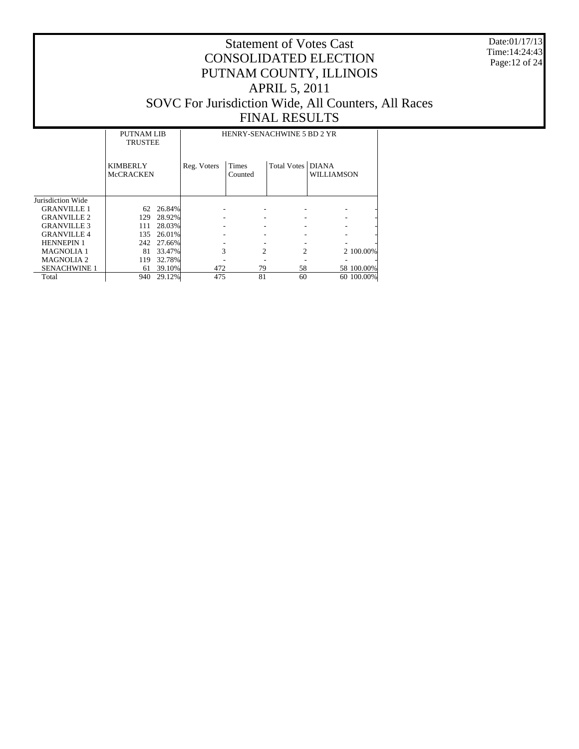# Statement of Votes Cast
# CONSOLIDATED ELECTION
# PUTNAM COUNTY, ILLINOIS
# APRIL 5, 2011
# SOVC For Jurisdiction Wide, All Counters, All Races
# FINAL RESULTS

Date:01/17/13
Time:14:24:43

| | PUTNAM LIB TRUSTEE | | HENRY-SENACHWINE 5 BD 2 YR | | | | |
|---|---|---|---|---|---|---|---|
| | KIMBERLY McCRACKEN | | Reg. Voters | Times Counted | Total Votes | DIANA WILLIAMSON | |
| Jurisdiction Wide | | | | | | | |
| GRANVILLE 1 | 62 | 26.84% | - | - | - | - | - |
| GRANVILLE 2 | 129 | 28.92% | - | - | - | - | - |
| GRANVILLE 3 | 111 | 28.03% | - | - | - | - | - |
| GRANVILLE 4 | 135 | 26.01% | - | - | - | - | - |
| HENNEPIN 1 | 242 | 27.66% | - | - | - | - | - |
| MAGNOLIA 1 | 81 | 33.47% | 3 | 2 | 2 | 2 | 100.00% |
| MAGNOLIA 2 | 119 | 32.78% | - | - | - | - | - |
| SENACHWINE 1 | 61 | 39.10% | 472 | 79 | 58 | 58 | 100.00% |
| Total | 940 | 29.12% | 475 | 81 | 60 | 60 | 100.00% |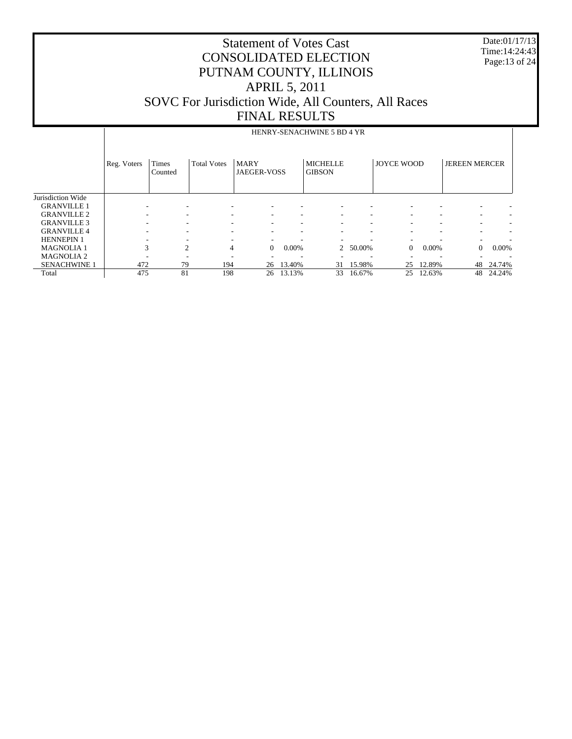# Statement of Votes Cast
# CONSOLIDATED ELECTION
# PUTNAM COUNTY, ILLINOIS
# APRIL 5, 2011
# SOVC For Jurisdiction Wide, All Counters, All Races
# FINAL RESULTS

Date:01/17/13
Time:14:24:43

| | HENRY-SENACHWINE 5 BD 4 YR | | | | | | | | | | | |
|---|---|---|---|---|---|---|---|---|---|---|---|---|
| | Reg. Voters | Times Counted | Total Votes | MARY JAEGER-VOSS | | MICHELLE GIBSON | | JOYCE WOOD | | JEREEN MERCER | | |
| Jurisdiction Wide | | | | | | | | | | | | |
| GRANVILLE 1 | - | - | - | - | - | - | - | - | - | - | - | |
| GRANVILLE 2 | - | - | - | - | - | - | - | - | - | - | - | |
| GRANVILLE 3 | - | - | - | - | - | - | - | - | - | - | - | |
| GRANVILLE 4 | - | - | - | - | - | - | - | - | - | - | - | |
| HENNEPIN 1 | - | - | - | - | - | - | - | - | - | - | - | |
| MAGNOLIA 1 | 3 | 2 | 4 | 0 | 0.00% | 2 | 50.00% | 0 | 0.00% | 0 | 0.00% | |
| MAGNOLIA 2 | - | - | - | - | - | - | - | - | - | - | - | |
| SENACHWINE 1 | 472 | 79 | 194 | 26 | 13.40% | 31 | 15.98% | 25 | 12.89% | 48 | 24.74% | |
| Total | 475 | 81 | 198 | 26 | 13.13% | 33 | 16.67% | 25 | 12.63% | 48 | 24.24% | |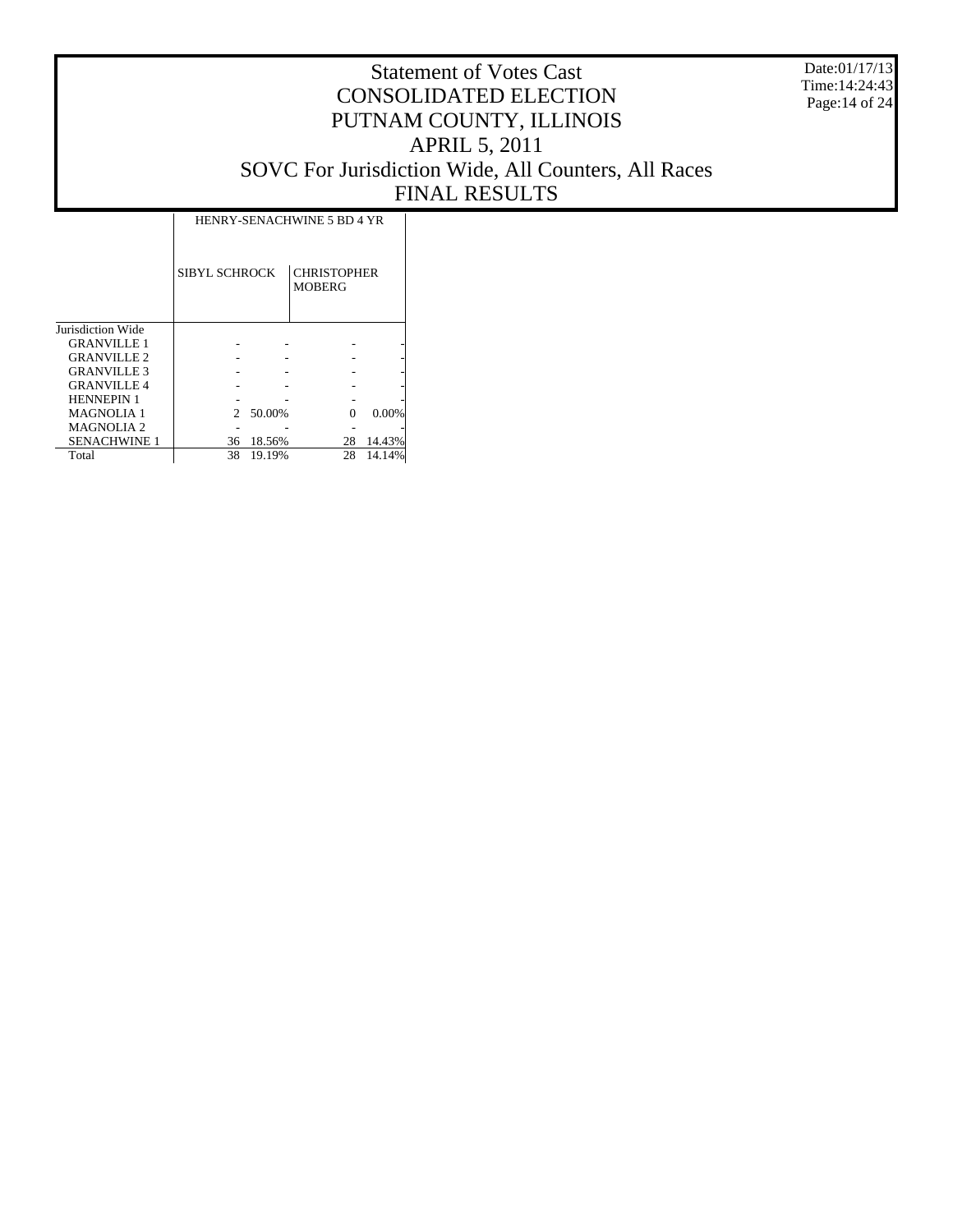# Statement of Votes Cast
# CONSOLIDATED ELECTION
# PUTNAM COUNTY, ILLINOIS
# APRIL 5, 2011
# SOVC For Jurisdiction Wide, All Counters, All Races
# FINAL RESULTS

Date:01/17/13
Time:14:24:43

| | HENRY-SENACHWINE 5 BD 4 YR | | | |
|---|---|---|---|---|
| | SIBYL SCHROCK | | CHRISTOPHER MOBERG | |
| Jurisdiction Wide | | | | |
| GRANVILLE 1 | - | - | - | - |
| GRANVILLE 2 | - | - | - | - |
| GRANVILLE 3 | - | - | - | - |
| GRANVILLE 4 | - | - | - | - |
| HENNEPIN 1 | - | - | - | - |
| MAGNOLIA 1 | 2 | 50.00% | 0 | 0.00% |
| MAGNOLIA 2 | - | - | - | - |
| SENACHWINE 1 | 36 | 18.56% | 28 | 14.43% |
| Total | 38 | 19.19% | 28 | 14.14% |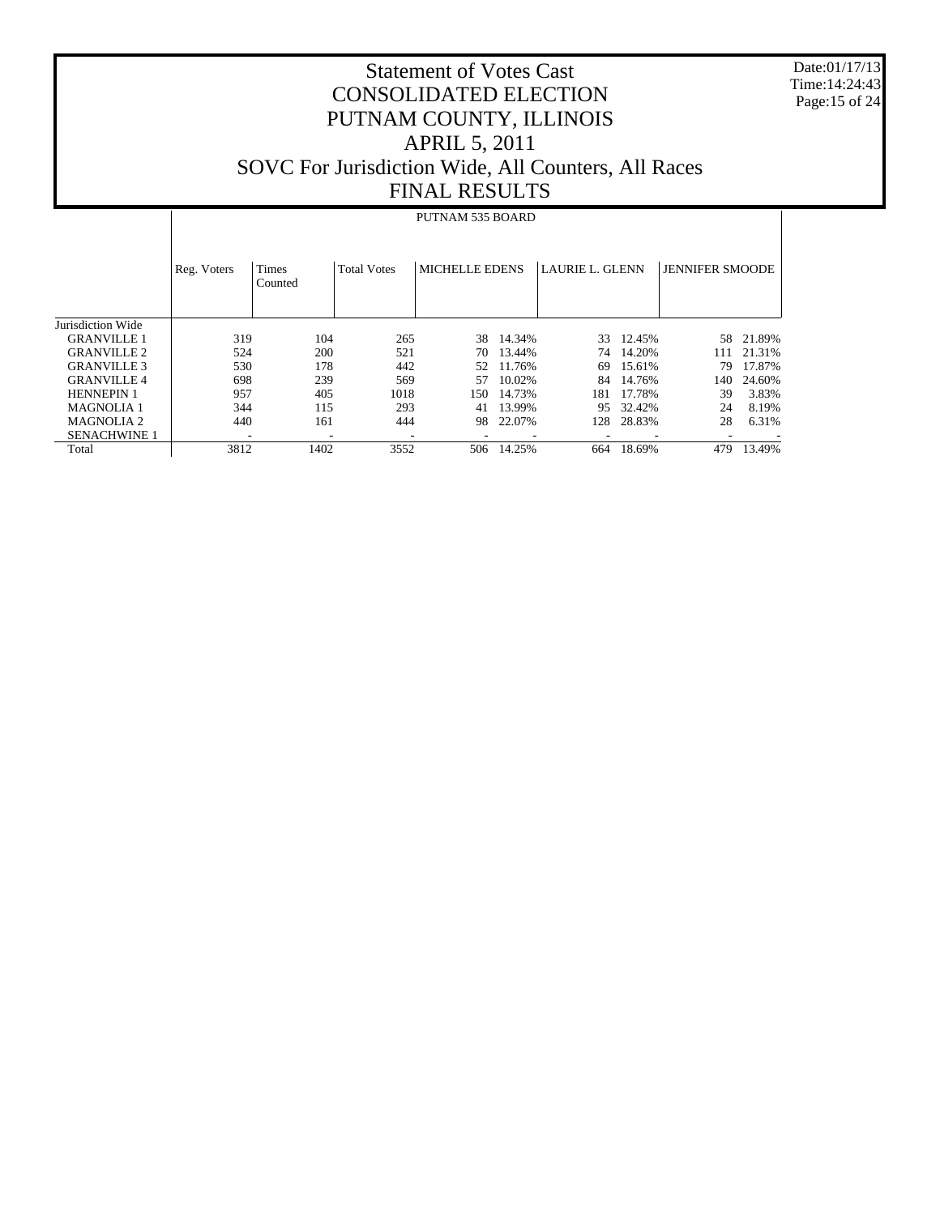# Statement of Votes Cast
# CONSOLIDATED ELECTION
# PUTNAM COUNTY, ILLINOIS
# APRIL 5, 2011
# SOVC For Jurisdiction Wide, All Counters, All Races
# FINAL RESULTS

Date:01/17/13
Time:14:24:43

PUTNAM 535 BOARD

| | Reg. Voters | Times Counted | Total Votes | MICHELLE EDENS | | LAURIE L. GLENN | | JENNIFER SMOODE | |
|---|---|---|---|---|---|---|---|---|---|
| Jurisdiction Wide | | | | | | | | | |
| GRANVILLE 1 | 319 | 104 | 265 | 38 | 14.34% | 33 | 12.45% | 58 | 21.89% |
| GRANVILLE 2 | 524 | 200 | 521 | 70 | 13.44% | 74 | 14.20% | 111 | 21.31% |
| GRANVILLE 3 | 530 | 178 | 442 | 52 | 11.76% | 69 | 15.61% | 79 | 17.87% |
| GRANVILLE 4 | 698 | 239 | 569 | 57 | 10.02% | 84 | 14.76% | 140 | 24.60% |
| HENNEPIN 1 | 957 | 405 | 1018 | 150 | 14.73% | 181 | 17.78% | 39 | 3.83% |
| MAGNOLIA 1 | 344 | 115 | 293 | 41 | 13.99% | 95 | 32.42% | 24 | 8.19% |
| MAGNOLIA 2 | 440 | 161 | 444 | 98 | 22.07% | 128 | 28.83% | 28 | 6.31% |
| SENACHWINE 1 | - | - | - | - | - | - | - | - | - |
| Total | 3812 | 1402 | 3552 | 506 | 14.25% | 664 | 18.69% | 479 | 13.49% |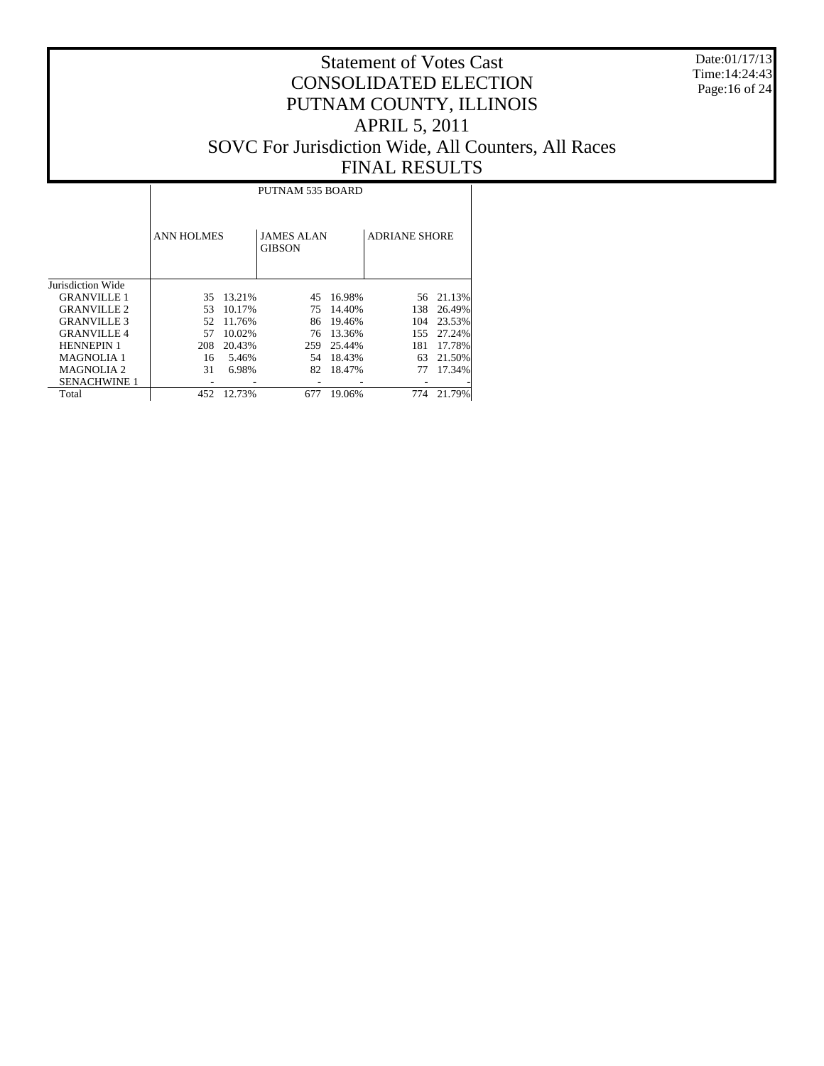# Statement of Votes Cast
# CONSOLIDATED ELECTION
# PUTNAM COUNTY, ILLINOIS
# APRIL 5, 2011
# SOVC For Jurisdiction Wide, All Counters, All Races
# FINAL RESULTS

Date:01/17/13
Time:14:24:43

| | PUTNAM 535 BOARD | | | | | |
|---|---|---|---|---|---|---|
| | ANN HOLMES | | JAMES ALAN GIBSON | | ADRIANE SHORE | |
| Jurisdiction Wide | | | | | | |
| GRANVILLE 1 | 35 | 13.21% | 45 | 16.98% | 56 | 21.13% |
| GRANVILLE 2 | 53 | 10.17% | 75 | 14.40% | 138 | 26.49% |
| GRANVILLE 3 | 52 | 11.76% | 86 | 19.46% | 104 | 23.53% |
| GRANVILLE 4 | 57 | 10.02% | 76 | 13.36% | 155 | 27.24% |
| HENNEPIN 1 | 208 | 20.43% | 259 | 25.44% | 181 | 17.78% |
| MAGNOLIA 1 | 16 | 5.46% | 54 | 18.43% | 63 | 21.50% |
| MAGNOLIA 2 | 31 | 6.98% | 82 | 18.47% | 77 | 17.34% |
| SENACHWINE 1 | - | - | - | - | - | - |
| Total | 452 | 12.73% | 677 | 19.06% | 774 | 21.79% |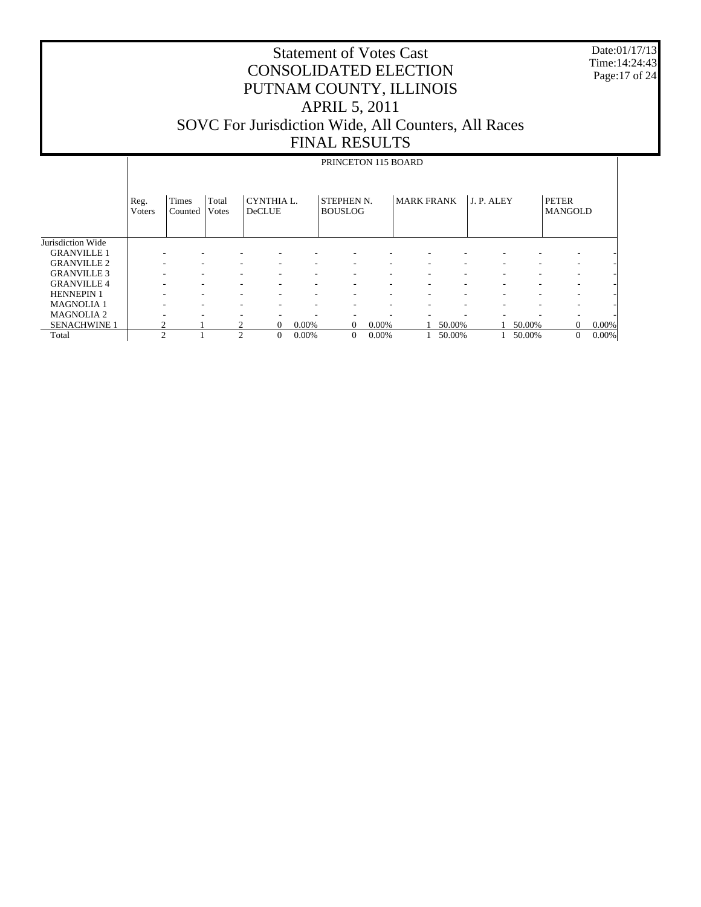# Statement of Votes Cast
# CONSOLIDATED ELECTION
# PUTNAM COUNTY, ILLINOIS
# APRIL 5, 2011
# SOVC For Jurisdiction Wide, All Counters, All Races
# FINAL RESULTS

Date:01/17/13
Time:14:24:43

PRINCETON 115 BOARD

| | Reg. Voters | Times Counted | Total Votes | CYNTHIA L. DeCLUE | | STEPHEN N. BOUSLOG | | MARK FRANK | | J. P. ALEY | | PETER MANGOLD | |
|---|---|---|---|---|---|---|---|---|---|---|---|---|---|
| Jurisdiction Wide | | | | | | | | | | | | | |
| GRANVILLE 1 | - | - | - | - | - | - | - | - | - | - | - | - | - |
| GRANVILLE 2 | - | - | - | - | - | - | - | - | - | - | - | - | - |
| GRANVILLE 3 | - | - | - | - | - | - | - | - | - | - | - | - | - |
| GRANVILLE 4 | - | - | - | - | - | - | - | - | - | - | - | - | - |
| HENNEPIN 1 | - | - | - | - | - | - | - | - | - | - | - | - | - |
| MAGNOLIA 1 | - | - | - | - | - | - | - | - | - | - | - | - | - |
| MAGNOLIA 2 | - | - | - | - | - | - | - | - | - | - | - | - | - |
| SENACHWINE 1 | 2 | 1 | 2 | 0 | 0.00% | 0 | 0.00% | 1 | 50.00% | 1 | 50.00% | 0 | 0.00% |
| Total | 2 | 1 | 2 | 0 | 0.00% | 0 | 0.00% | 1 | 50.00% | 1 | 50.00% | 0 | 0.00% |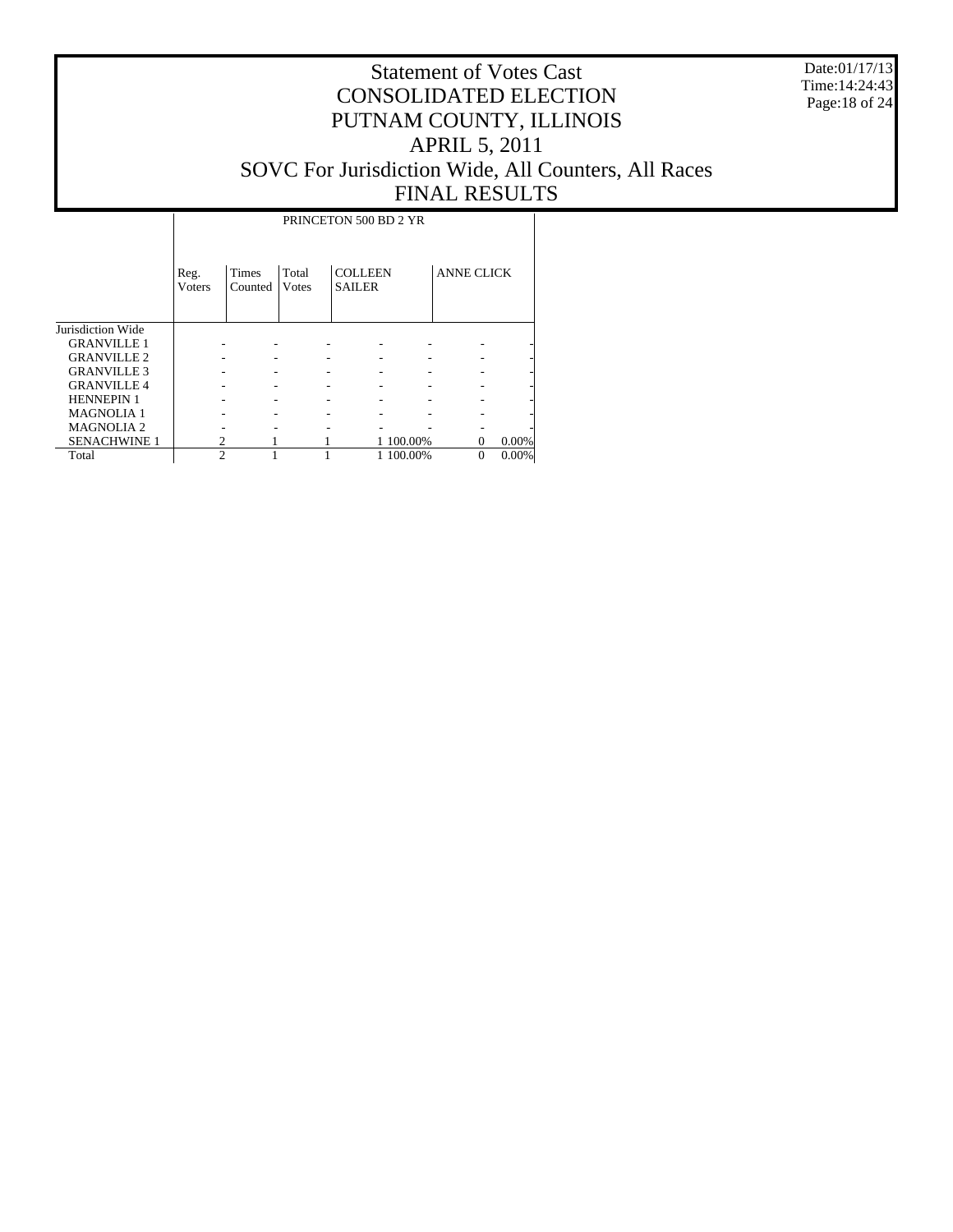# Statement of Votes Cast
# CONSOLIDATED ELECTION
# PUTNAM COUNTY, ILLINOIS
# APRIL 5, 2011
# SOVC For Jurisdiction Wide, All Counters, All Races
# FINAL RESULTS

Date:01/17/13
Time:14:24:43

| | PRINCETON 500 BD 2 YR | | | | | | |
|---|---|---|---|---|---|---|---|
| | Reg. Voters | Times Counted | Total Votes | COLLEEN SAILER | | ANNE CLICK | |
| Jurisdiction Wide | | | | | | | |
| GRANVILLE 1 | - | - | - | - | - | - | - |
| GRANVILLE 2 | - | - | - | - | - | - | - |
| GRANVILLE 3 | - | - | - | - | - | - | - |
| GRANVILLE 4 | - | - | - | - | - | - | - |
| HENNEPIN 1 | - | - | - | - | - | - | - |
| MAGNOLIA 1 | - | - | - | - | - | - | - |
| MAGNOLIA 2 | - | - | - | - | - | - | - |
| SENACHWINE 1 | 2 | 1 | 1 | 1 | 100.00% | 0 | 0.00% |
| Total | 2 | 1 | 1 | 1 | 100.00% | 0 | 0.00% |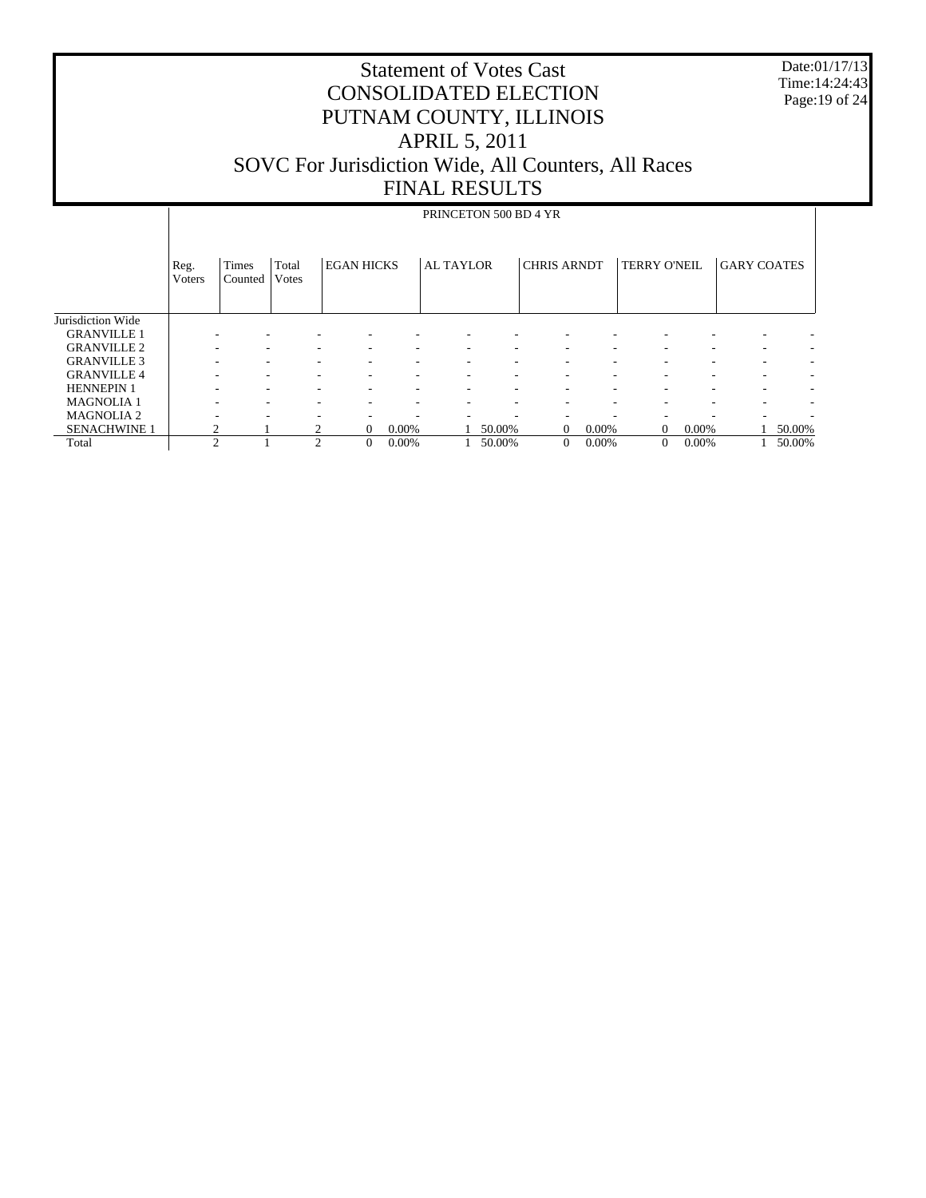# Statement of Votes Cast
# CONSOLIDATED ELECTION
# PUTNAM COUNTY, ILLINOIS
# APRIL 5, 2011
# SOVC For Jurisdiction Wide, All Counters, All Races
# FINAL RESULTS

Date:01/17/13
Time:14:24:43

| | PRINCETON 500 BD 4 YR | | | | | | | | | | | | | | |
|---|---|---|---|---|---|---|---|---|---|---|---|---|---|---|---|
| | Reg. Voters | Times Counted | Total Votes | EGAN HICKS | | AL TAYLOR | | CHRIS ARNDT | | TERRY O'NEIL | | GARY COATES | | | |
| Jurisdiction Wide | | | | | | | | | | | | | | | |
| GRANVILLE 1 | - | - | - | - | - | - | - | - | - | - | - | - | - | | |
| GRANVILLE 2 | - | - | - | - | - | - | - | - | - | - | - | - | - | | |
| GRANVILLE 3 | - | - | - | - | - | - | - | - | - | - | - | - | - | | |
| GRANVILLE 4 | - | - | - | - | - | - | - | - | - | - | - | - | - | | |
| HENNEPIN 1 | - | - | - | - | - | - | - | - | - | - | - | - | - | | |
| MAGNOLIA 1 | - | - | - | - | - | - | - | - | - | - | - | - | - | | |
| MAGNOLIA 2 | - | - | - | - | - | - | - | - | - | - | - | - | - | | |
| SENACHWINE 1 | 2 | 1 | 2 | 0 | 0.00% | 1 | 50.00% | 0 | 0.00% | 0 | 0.00% | 1 | 50.00% | | |
| Total | 2 | 1 | 2 | 0 | 0.00% | 1 | 50.00% | 0 | 0.00% | 0 | 0.00% | 1 | 50.00% | | |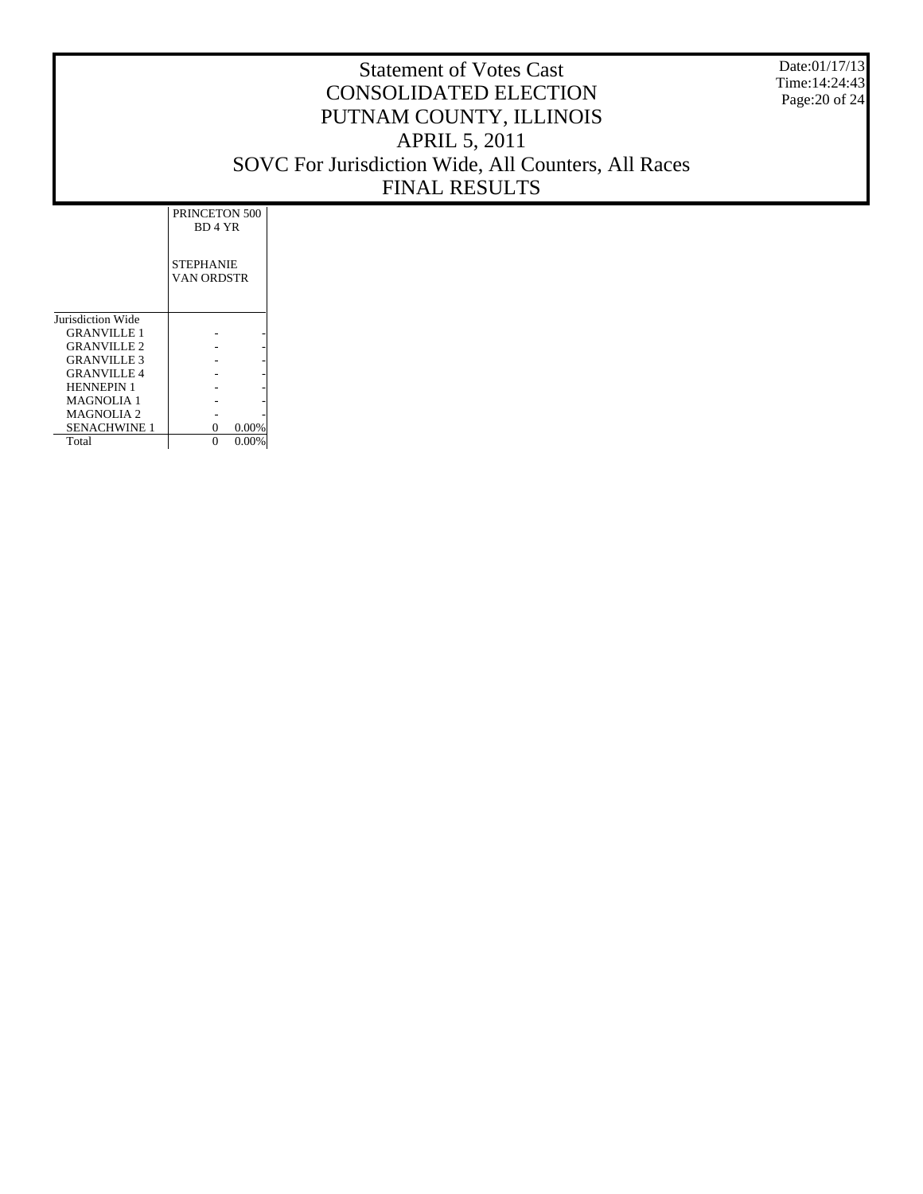# Statement of Votes Cast
# CONSOLIDATED ELECTION
# PUTNAM COUNTY, ILLINOIS
# APRIL 5, 2011
# SOVC For Jurisdiction Wide, All Counters, All Races
# FINAL RESULTS

Date:01/17/13
Time:14:24:43

| | PRINCETON 500 BD 4 YR | |
|---|---|---|
| | STEPHANIE VAN ORDSTR | |
| Jurisdiction Wide | | |
| GRANVILLE 1 | - | - |
| GRANVILLE 2 | - | - |
| GRANVILLE 3 | - | - |
| GRANVILLE 4 | - | - |
| HENNEPIN 1 | - | - |
| MAGNOLIA 1 | - | - |
| MAGNOLIA 2 | - | - |
| SENACHWINE 1 | 0 | 0.00% |
| Total | 0 | 0.00% |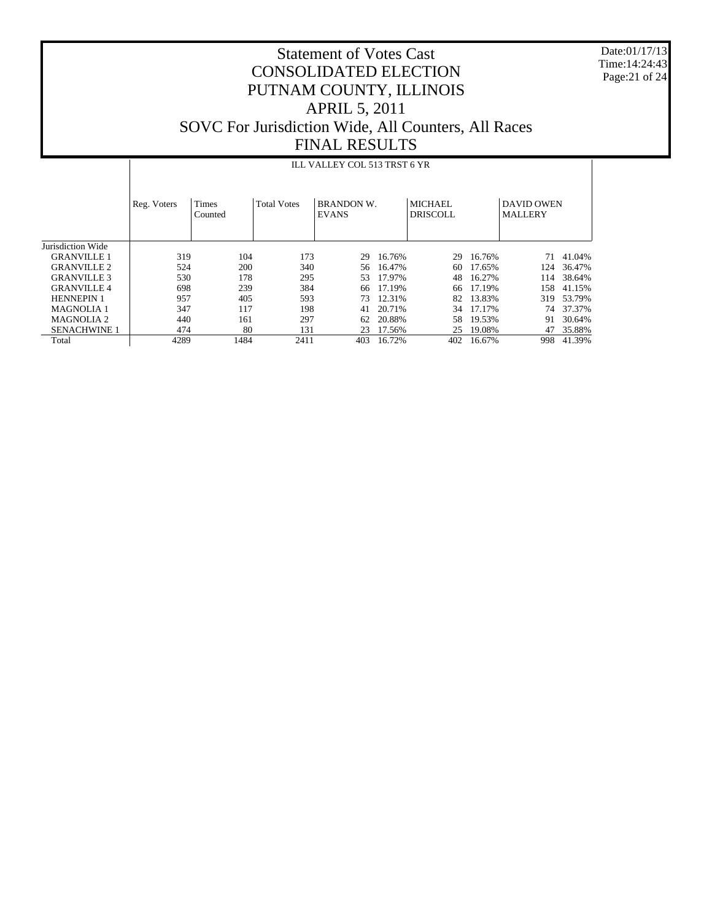# Statement of Votes Cast
# CONSOLIDATED ELECTION
# PUTNAM COUNTY, ILLINOIS
# APRIL 5, 2011
# SOVC For Jurisdiction Wide, All Counters, All Races
# FINAL RESULTS

Date:01/17/13
Time:14:24:43

ILL VALLEY COL 513 TRST 6 YR

| | Reg. Voters | Times Counted | Total Votes | BRANDON W. EVANS | | MICHAEL DRISCOLL | | DAVID OWEN MALLERY | |
|---|---|---|---|---|---|---|---|---|---|
| Jurisdiction Wide | | | | | | | | | |
| GRANVILLE 1 | 319 | 104 | 173 | 29 | 16.76% | 29 | 16.76% | 71 | 41.04% |
| GRANVILLE 2 | 524 | 200 | 340 | 56 | 16.47% | 60 | 17.65% | 124 | 36.47% |
| GRANVILLE 3 | 530 | 178 | 295 | 53 | 17.97% | 48 | 16.27% | 114 | 38.64% |
| GRANVILLE 4 | 698 | 239 | 384 | 66 | 17.19% | 66 | 17.19% | 158 | 41.15% |
| HENNEPIN 1 | 957 | 405 | 593 | 73 | 12.31% | 82 | 13.83% | 319 | 53.79% |
| MAGNOLIA 1 | 347 | 117 | 198 | 41 | 20.71% | 34 | 17.17% | 74 | 37.37% |
| MAGNOLIA 2 | 440 | 161 | 297 | 62 | 20.88% | 58 | 19.53% | 91 | 30.64% |
| SENACHWINE 1 | 474 | 80 | 131 | 23 | 17.56% | 25 | 19.08% | 47 | 35.88% |
| Total | 4289 | 1484 | 2411 | 403 | 16.72% | 402 | 16.67% | 998 | 41.39% |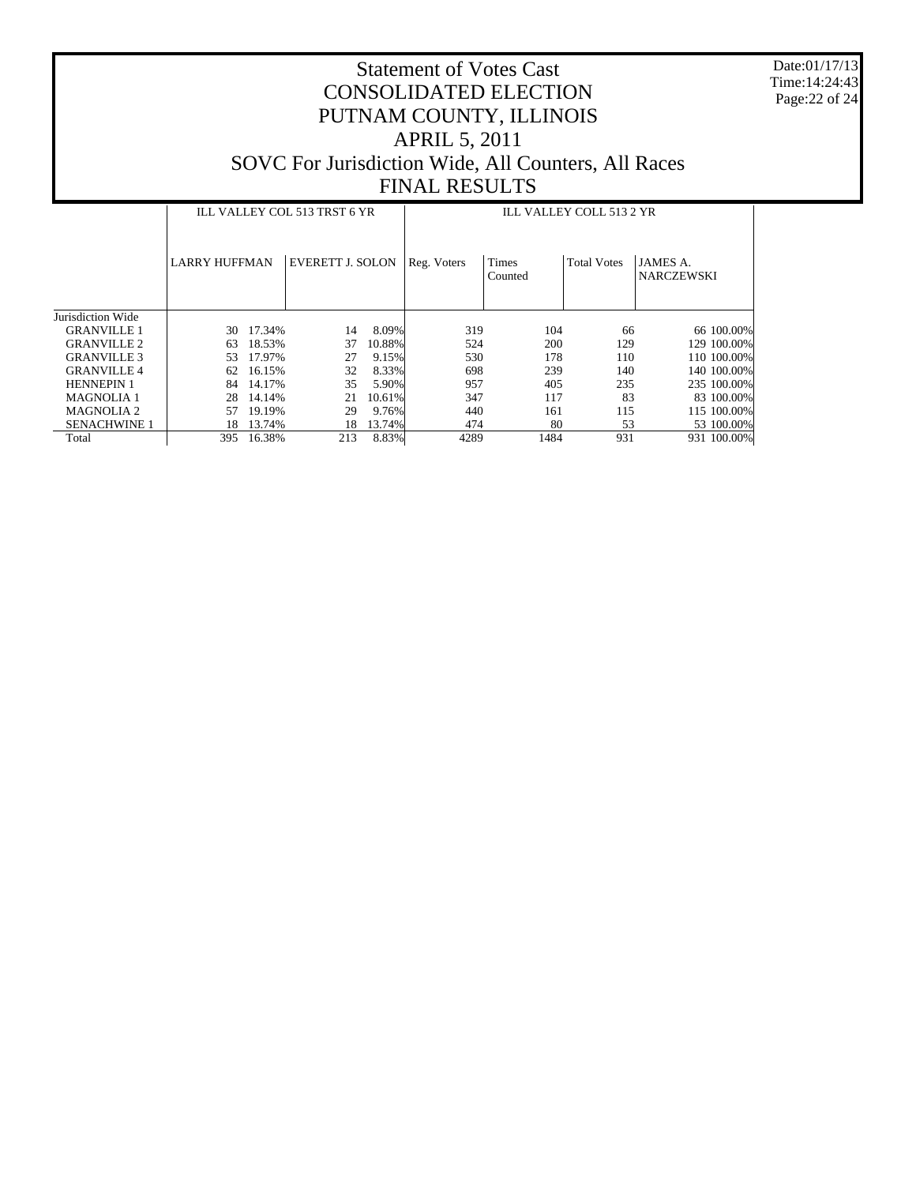# Statement of Votes Cast
# CONSOLIDATED ELECTION
# PUTNAM COUNTY, ILLINOIS
# APRIL 5, 2011
# SOVC For Jurisdiction Wide, All Counters, All Races
# FINAL RESULTS

Date:01/17/13
Time:14:24:43

| | ILL VALLEY COL 513 TRST 6 YR | | | | ILL VALLEY COLL 513 2 YR | | | | |
|---|---|---|---|---|---|---|---|---|---|
| | LARRY HUFFMAN | | EVERETT J. SOLON | | Reg. Voters | Times Counted | Total Votes | JAMES A. NARCZEWSKI | |
| Jurisdiction Wide | | | | | | | | | |
| GRANVILLE 1 | 30 | 17.34% | 14 | 8.09% | 319 | 104 | 66 | 66 | 100.00% |
| GRANVILLE 2 | 63 | 18.53% | 37 | 10.88% | 524 | 200 | 129 | 129 | 100.00% |
| GRANVILLE 3 | 53 | 17.97% | 27 | 9.15% | 530 | 178 | 110 | 110 | 100.00% |
| GRANVILLE 4 | 62 | 16.15% | 32 | 8.33% | 698 | 239 | 140 | 140 | 100.00% |
| HENNEPIN 1 | 84 | 14.17% | 35 | 5.90% | 957 | 405 | 235 | 235 | 100.00% |
| MAGNOLIA 1 | 28 | 14.14% | 21 | 10.61% | 347 | 117 | 83 | 83 | 100.00% |
| MAGNOLIA 2 | 57 | 19.19% | 29 | 9.76% | 440 | 161 | 115 | 115 | 100.00% |
| SENACHWINE 1 | 18 | 13.74% | 18 | 13.74% | 474 | 80 | 53 | 53 | 100.00% |
| Total | 395 | 16.38% | 213 | 8.83% | 4289 | 1484 | 931 | 931 | 100.00% |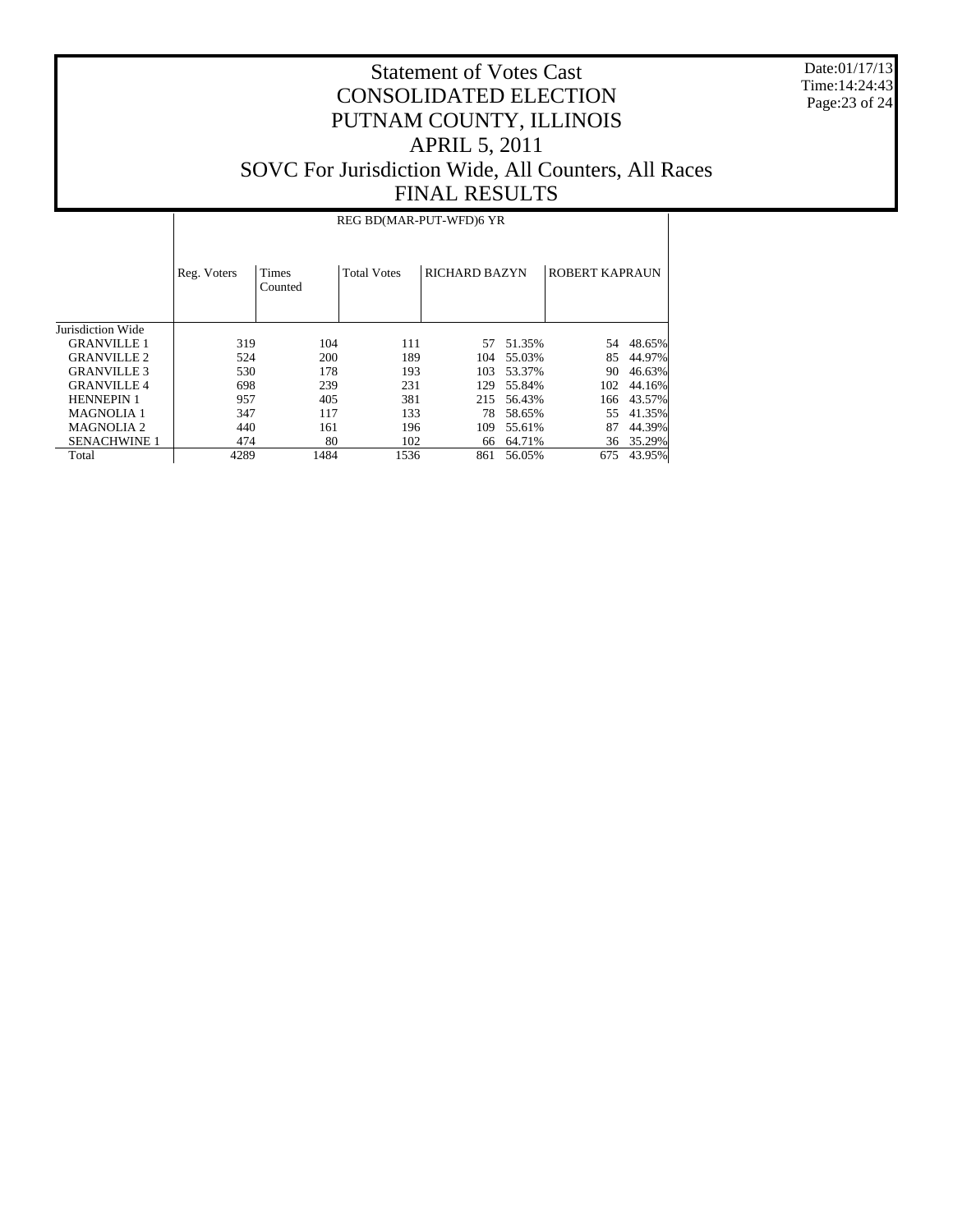# Statement of Votes Cast
# CONSOLIDATED ELECTION
# PUTNAM COUNTY, ILLINOIS
# APRIL 5, 2011
# SOVC For Jurisdiction Wide, All Counters, All Races
# FINAL RESULTS

Date:01/17/13
Time:14:24:43

| | REG BD(MAR-PUT-WFD)6 YR | | | | | | |
|---|---|---|---|---|---|---|---|
| | Reg. Voters | Times Counted | Total Votes | RICHARD BAZYN | | ROBERT KAPRAUN | |
| Jurisdiction Wide | | | | | | | |
| GRANVILLE 1 | 319 | 104 | 111 | 57 | 51.35% | 54 | 48.65% |
| GRANVILLE 2 | 524 | 200 | 189 | 104 | 55.03% | 85 | 44.97% |
| GRANVILLE 3 | 530 | 178 | 193 | 103 | 53.37% | 90 | 46.63% |
| GRANVILLE 4 | 698 | 239 | 231 | 129 | 55.84% | 102 | 44.16% |
| HENNEPIN 1 | 957 | 405 | 381 | 215 | 56.43% | 166 | 43.57% |
| MAGNOLIA 1 | 347 | 117 | 133 | 78 | 58.65% | 55 | 41.35% |
| MAGNOLIA 2 | 440 | 161 | 196 | 109 | 55.61% | 87 | 44.39% |
| SENACHWINE 1 | 474 | 80 | 102 | 66 | 64.71% | 36 | 35.29% |
| Total | 4289 | 1484 | 1536 | 861 | 56.05% | 675 | 43.95% |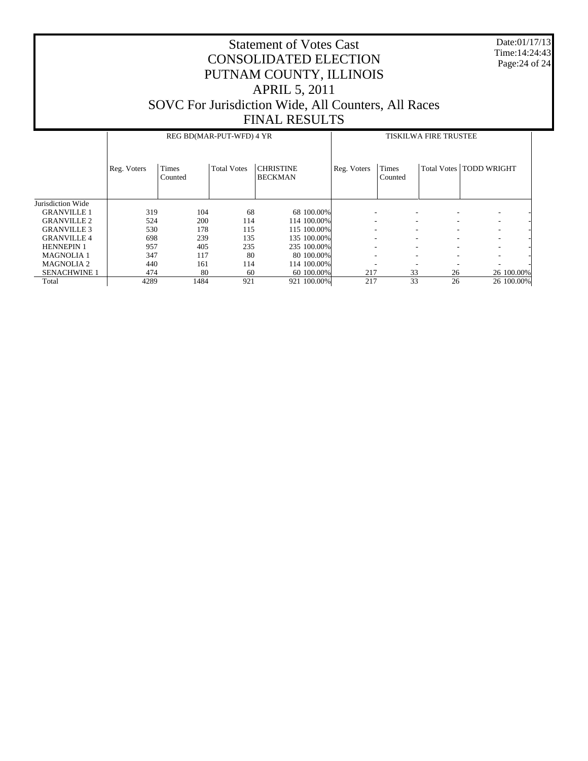# Statement of Votes Cast
# CONSOLIDATED ELECTION
# PUTNAM COUNTY, ILLINOIS
# APRIL 5, 2011
# SOVC For Jurisdiction Wide, All Counters, All Races
# FINAL RESULTS

Date:01/17/13
Time:14:24:43

| | REG BD(MAR-PUT-WFD) 4 YR | | | | | TISKILWA FIRE TRUSTEE | | | | |
|---|---|---|---|---|---|---|---|---|---|---|
| | Reg. Voters | Times Counted | Total Votes | CHRISTINE BECKMAN | | Reg. Voters | Times Counted | Total Votes | TODD WRIGHT | |
| Jurisdiction Wide | | | | | | | | | | |
| GRANVILLE 1 | 319 | 104 | 68 | 68 | 100.00% | - | - | - | - | - |
| GRANVILLE 2 | 524 | 200 | 114 | 114 | 100.00% | - | - | - | - | - |
| GRANVILLE 3 | 530 | 178 | 115 | 115 | 100.00% | - | - | - | - | - |
| GRANVILLE 4 | 698 | 239 | 135 | 135 | 100.00% | - | - | - | - | - |
| HENNEPIN 1 | 957 | 405 | 235 | 235 | 100.00% | - | - | - | - | - |
| MAGNOLIA 1 | 347 | 117 | 80 | 80 | 100.00% | - | - | - | - | - |
| MAGNOLIA 2 | 440 | 161 | 114 | 114 | 100.00% | - | - | - | - | - |
| SENACHWINE 1 | 474 | 80 | 60 | 60 | 100.00% | 217 | 33 | 26 | 26 | 100.00% |
| Total | 4289 | 1484 | 921 | 921 | 100.00% | 217 | 33 | 26 | 26 | 100.00% |